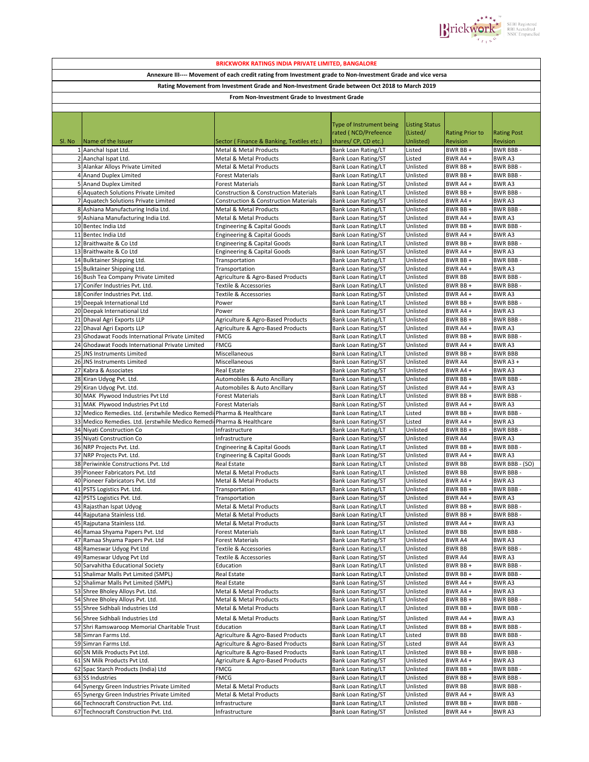## BRICKWORK RATINGS INDIA PRIVATE LIMITED, BANGALORE

**Annexure III---- Movement of each credit rating from Investment grade to Non-Investment Grade and vice versa**

**Rating Movement from Investment Grade and Non-Investment Grade between Oct 2018 to March 2019**

**From Non-Investment Grade to Investment Grade**

| Sl. No | Name of the Issuer | Sector ( Finance & Banking, Textiles etc.) | Type of Instrument being rated ( NCD/Prefeence shares/ CP, CD etc.) | Listing Status (Listed/ Unlisted) | Rating Prior to Revision | Rating Post Revision |
|---|---|---|---|---|---|---|
| 1 | Aanchal Ispat Ltd. | Metal & Metal Products | Bank Loan Rating/LT | Listed | BWR BB + | BWR BBB - |
| 2 | Aanchal Ispat Ltd. | Metal & Metal Products | Bank Loan Rating/ST | Listed | BWR A4 + | BWR A3 |
| 3 | Alankar Alloys Private Limited | Metal & Metal Products | Bank Loan Rating/LT | Unlisted | BWR BB + | BWR BBB - |
| 4 | Anand Duplex Limited | Forest Materials | Bank Loan Rating/LT | Unlisted | BWR BB + | BWR BBB - |
| 5 | Anand Duplex Limited | Forest Materials | Bank Loan Rating/ST | Unlisted | BWR A4 + | BWR A3 |
| 6 | Aquatech Solutions Private Limited | Construction & Construction Materials | Bank Loan Rating/LT | Unlisted | BWR BB + | BWR BBB - |
| 7 | Aquatech Solutions Private Limited | Construction & Construction Materials | Bank Loan Rating/ST | Unlisted | BWR A4 + | BWR A3 |
| 8 | Ashiana Manufacturing India Ltd. | Metal & Metal Products | Bank Loan Rating/LT | Unlisted | BWR BB + | BWR BBB - |
| 9 | Ashiana Manufacturing India Ltd. | Metal & Metal Products | Bank Loan Rating/ST | Unlisted | BWR A4 + | BWR A3 |
| 10 | Bentec India Ltd | Engineering & Capital Goods | Bank Loan Rating/LT | Unlisted | BWR BB + | BWR BBB - |
| 11 | Bentec India Ltd | Engineering & Capital Goods | Bank Loan Rating/ST | Unlisted | BWR A4 + | BWR A3 |
| 12 | Braithwaite & Co Ltd | Engineering & Capital Goods | Bank Loan Rating/LT | Unlisted | BWR BB + | BWR BBB - |
| 13 | Braithwaite & Co Ltd | Engineering & Capital Goods | Bank Loan Rating/ST | Unlisted | BWR A4 + | BWR A3 |
| 14 | Bulktainer Shipping Ltd. | Transportation | Bank Loan Rating/LT | Unlisted | BWR BB + | BWR BBB - |
| 15 | Bulktainer Shipping Ltd. | Transportation | Bank Loan Rating/ST | Unlisted | BWR A4 + | BWR A3 |
| 16 | Bush Tea Company Private Limited | Agriculture & Agro-Based Products | Bank Loan Rating/LT | Unlisted | BWR BB | BWR BBB - |
| 17 | Conifer Industries Pvt. Ltd. | Textile & Accessories | Bank Loan Rating/LT | Unlisted | BWR BB + | BWR BBB - |
| 18 | Conifer Industries Pvt. Ltd. | Textile & Accessories | Bank Loan Rating/ST | Unlisted | BWR A4 + | BWR A3 |
| 19 | Deepak International Ltd | Power | Bank Loan Rating/LT | Unlisted | BWR BB + | BWR BBB - |
| 20 | Deepak International Ltd | Power | Bank Loan Rating/ST | Unlisted | BWR A4 + | BWR A3 |
| 21 | Dhaval Agri Exports LLP | Agriculture & Agro-Based Products | Bank Loan Rating/LT | Unlisted | BWR BB + | BWR BBB - |
| 22 | Dhaval Agri Exports LLP | Agriculture & Agro-Based Products | Bank Loan Rating/ST | Unlisted | BWR A4 + | BWR A3 |
| 23 | Ghodawat Foods International Private Limited | FMCG | Bank Loan Rating/LT | Unlisted | BWR BB + | BWR BBB - |
| 24 | Ghodawat Foods International Private Limited | FMCG | Bank Loan Rating/ST | Unlisted | BWR A4 + | BWR A3 |
| 25 | JNS Instruments Limited | Miscellaneous | Bank Loan Rating/LT | Unlisted | BWR BB + | BWR BBB |
| 26 | JNS Instruments Limited | Miscellaneous | Bank Loan Rating/ST | Unlisted | BWR A4 | BWR A3 + |
| 27 | Kabra & Associates | Real Estate | Bank Loan Rating/ST | Unlisted | BWR A4 + | BWR A3 |
| 28 | Kiran Udyog Pvt. Ltd. | Automobiles & Auto Ancillary | Bank Loan Rating/LT | Unlisted | BWR BB + | BWR BBB - |
| 29 | Kiran Udyog Pvt. Ltd. | Automobiles & Auto Ancillary | Bank Loan Rating/ST | Unlisted | BWR A4 + | BWR A3 |
| 30 | MAK Plywood Industries Pvt Ltd | Forest Materials | Bank Loan Rating/LT | Unlisted | BWR BB + | BWR BBB - |
| 31 | MAK Plywood Industries Pvt Ltd | Forest Materials | Bank Loan Rating/ST | Unlisted | BWR A4 + | BWR A3 |
| 32 | Medico Remedies. Ltd. (erstwhile Medico Remedi | Pharma & Healthcare | Bank Loan Rating/LT | Listed | BWR BB + | BWR BBB - |
| 33 | Medico Remedies. Ltd. (erstwhile Medico Remedi | Pharma & Healthcare | Bank Loan Rating/ST | Listed | BWR A4 + | BWR A3 |
| 34 | Niyati Construction Co | Infrastructure | Bank Loan Rating/LT | Unlisted | BWR BB + | BWR BBB - |
| 35 | Niyati Construction Co | Infrastructure | Bank Loan Rating/ST | Unlisted | BWR A4 | BWR A3 |
| 36 | NRP Projects Pvt. Ltd. | Engineering & Capital Goods | Bank Loan Rating/LT | Unlisted | BWR BB + | BWR BBB - |
| 37 | NRP Projects Pvt. Ltd. | Engineering & Capital Goods | Bank Loan Rating/ST | Unlisted | BWR A4 + | BWR A3 |
| 38 | Periwinkle Constructions Pvt. Ltd | Real Estate | Bank Loan Rating/LT | Unlisted | BWR BB | BWR BBB - (SO) |
| 39 | Pioneer Fabricators Pvt. Ltd | Metal & Metal Products | Bank Loan Rating/LT | Unlisted | BWR BB | BWR BBB - |
| 40 | Pioneer Fabricators Pvt. Ltd | Metal & Metal Products | Bank Loan Rating/ST | Unlisted | BWR A4 + | BWR A3 |
| 41 | PSTS Logistics Pvt. Ltd. | Transportation | Bank Loan Rating/LT | Unlisted | BWR BB + | BWR BBB - |
| 42 | PSTS Logistics Pvt. Ltd. | Transportation | Bank Loan Rating/ST | Unlisted | BWR A4 + | BWR A3 |
| 43 | Rajasthan Ispat Udyog | Metal & Metal Products | Bank Loan Rating/LT | Unlisted | BWR BB + | BWR BBB - |
| 44 | Rajputana Stainless Ltd. | Metal & Metal Products | Bank Loan Rating/LT | Unlisted | BWR BB + | BWR BBB - |
| 45 | Rajputana Stainless Ltd. | Metal & Metal Products | Bank Loan Rating/ST | Unlisted | BWR A4 + | BWR A3 |
| 46 | Ramaa Shyama Papers Pvt. Ltd | Forest Materials | Bank Loan Rating/LT | Unlisted | BWR BB | BWR BBB - |
| 47 | Ramaa Shyama Papers Pvt. Ltd | Forest Materials | Bank Loan Rating/ST | Unlisted | BWR A4 | BWR A3 |
| 48 | Rameswar Udyog Pvt Ltd | Textile & Accessories | Bank Loan Rating/LT | Unlisted | BWR BB | BWR BBB - |
| 49 | Rameswar Udyog Pvt Ltd | Textile & Accessories | Bank Loan Rating/ST | Unlisted | BWR A4 | BWR A3 |
| 50 | Sarvahitha Educational Society | Education | Bank Loan Rating/LT | Unlisted | BWR BB + | BWR BBB - |
| 51 | Shalimar Malls Pvt Limited (SMPL) | Real Estate | Bank Loan Rating/LT | Unlisted | BWR BB + | BWR BBB - |
| 52 | Shalimar Malls Pvt Limited (SMPL) | Real Estate | Bank Loan Rating/ST | Unlisted | BWR A4 + | BWR A3 |
| 53 | Shree Bholey Alloys Pvt. Ltd. | Metal & Metal Products | Bank Loan Rating/ST | Unlisted | BWR A4 + | BWR A3 |
| 54 | Shree Bholey Alloys Pvt. Ltd. | Metal & Metal Products | Bank Loan Rating/LT | Unlisted | BWR BB + | BWR BBB - |
| 55 | Shree Sidhbali Industries Ltd | Metal & Metal Products | Bank Loan Rating/LT | Unlisted | BWR BB + | BWR BBB - |
| 56 | Shree Sidhbali Industries Ltd | Metal & Metal Products | Bank Loan Rating/ST | Unlisted | BWR A4 + | BWR A3 |
| 57 | Shri Ramswaroop Memorial Charitable Trust | Education | Bank Loan Rating/LT | Unlisted | BWR BB + | BWR BBB - |
| 58 | Simran Farms Ltd. | Agriculture & Agro-Based Products | Bank Loan Rating/LT | Listed | BWR BB | BWR BBB - |
| 59 | Simran Farms Ltd. | Agriculture & Agro-Based Products | Bank Loan Rating/ST | Listed | BWR A4 | BWR A3 |
| 60 | SN Milk Products Pvt Ltd. | Agriculture & Agro-Based Products | Bank Loan Rating/LT | Unlisted | BWR BB + | BWR BBB - |
| 61 | SN Milk Products Pvt Ltd. | Agriculture & Agro-Based Products | Bank Loan Rating/ST | Unlisted | BWR A4 + | BWR A3 |
| 62 | Spac Starch Products (India) Ltd | FMCG | Bank Loan Rating/LT | Unlisted | BWR BB + | BWR BBB - |
| 63 | SS Industries | FMCG | Bank Loan Rating/LT | Unlisted | BWR BB + | BWR BBB - |
| 64 | Synergy Green Industries Private Limited | Metal & Metal Products | Bank Loan Rating/LT | Unlisted | BWR BB | BWR BBB - |
| 65 | Synergy Green Industries Private Limited | Metal & Metal Products | Bank Loan Rating/ST | Unlisted | BWR A4 + | BWR A3 |
| 66 | Technocraft Construction Pvt. Ltd. | Infrastructure | Bank Loan Rating/LT | Unlisted | BWR BB + | BWR BBB - |
| 67 | Technocraft Construction Pvt. Ltd. | Infrastructure | Bank Loan Rating/ST | Unlisted | BWR A4 + | BWR A3 |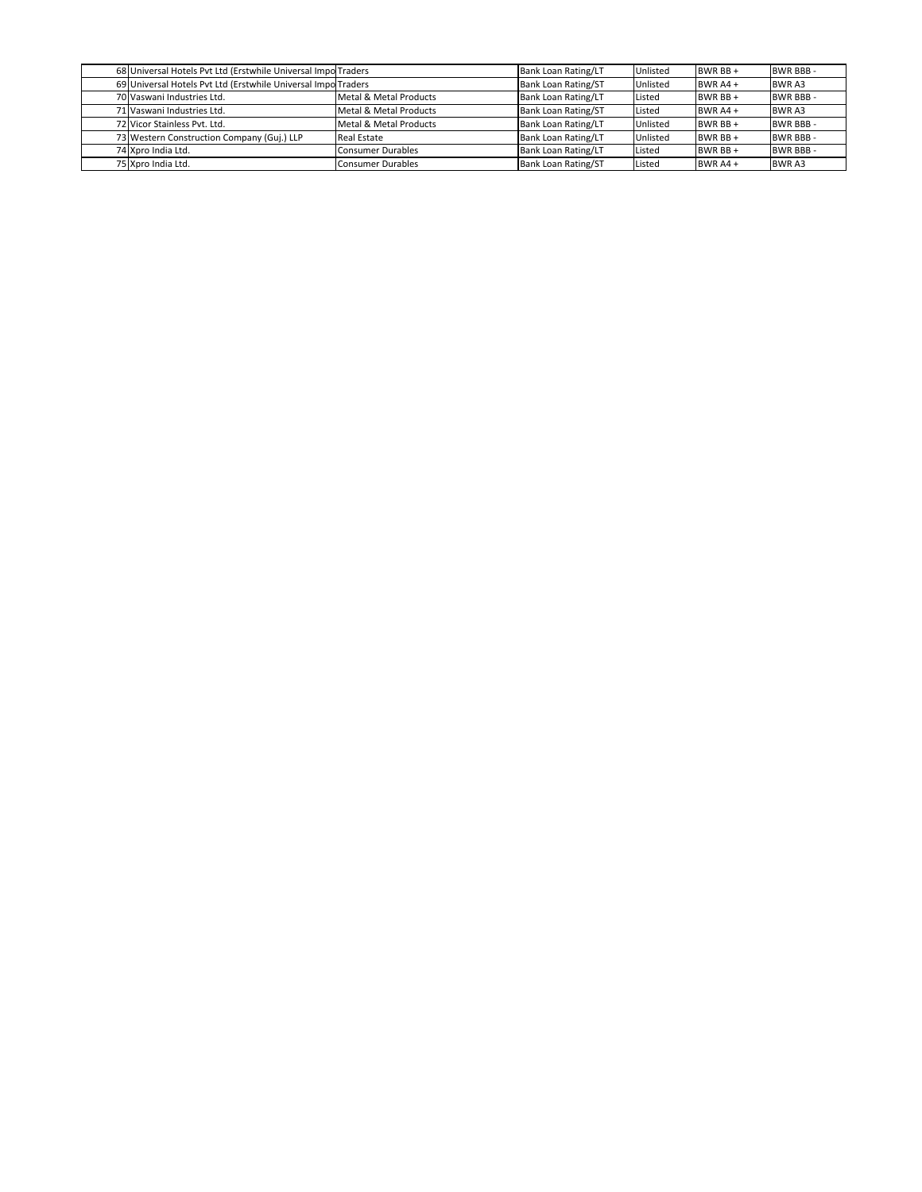| | | | | | | |
|---|---|---|---|---|---|---|
| 68 | Universal Hotels Pvt Ltd (Erstwhile Universal Impo | Traders | Bank Loan Rating/LT | Unlisted | BWR BB + | BWR BBB - |
| 69 | Universal Hotels Pvt Ltd (Erstwhile Universal Impo | Traders | Bank Loan Rating/ST | Unlisted | BWR A4 + | BWR A3 |
| 70 | Vaswani Industries Ltd. | Metal & Metal Products | Bank Loan Rating/LT | Listed | BWR BB + | BWR BBB - |
| 71 | Vaswani Industries Ltd. | Metal & Metal Products | Bank Loan Rating/ST | Listed | BWR A4 + | BWR A3 |
| 72 | Vicor Stainless Pvt. Ltd. | Metal & Metal Products | Bank Loan Rating/LT | Unlisted | BWR BB + | BWR BBB - |
| 73 | Western Construction Company (Guj.) LLP | Real Estate | Bank Loan Rating/LT | Unlisted | BWR BB + | BWR BBB - |
| 74 | Xpro India Ltd. | Consumer Durables | Bank Loan Rating/LT | Listed | BWR BB + | BWR BBB - |
| 75 | Xpro India Ltd. | Consumer Durables | Bank Loan Rating/ST | Listed | BWR A4 + | BWR A3 |